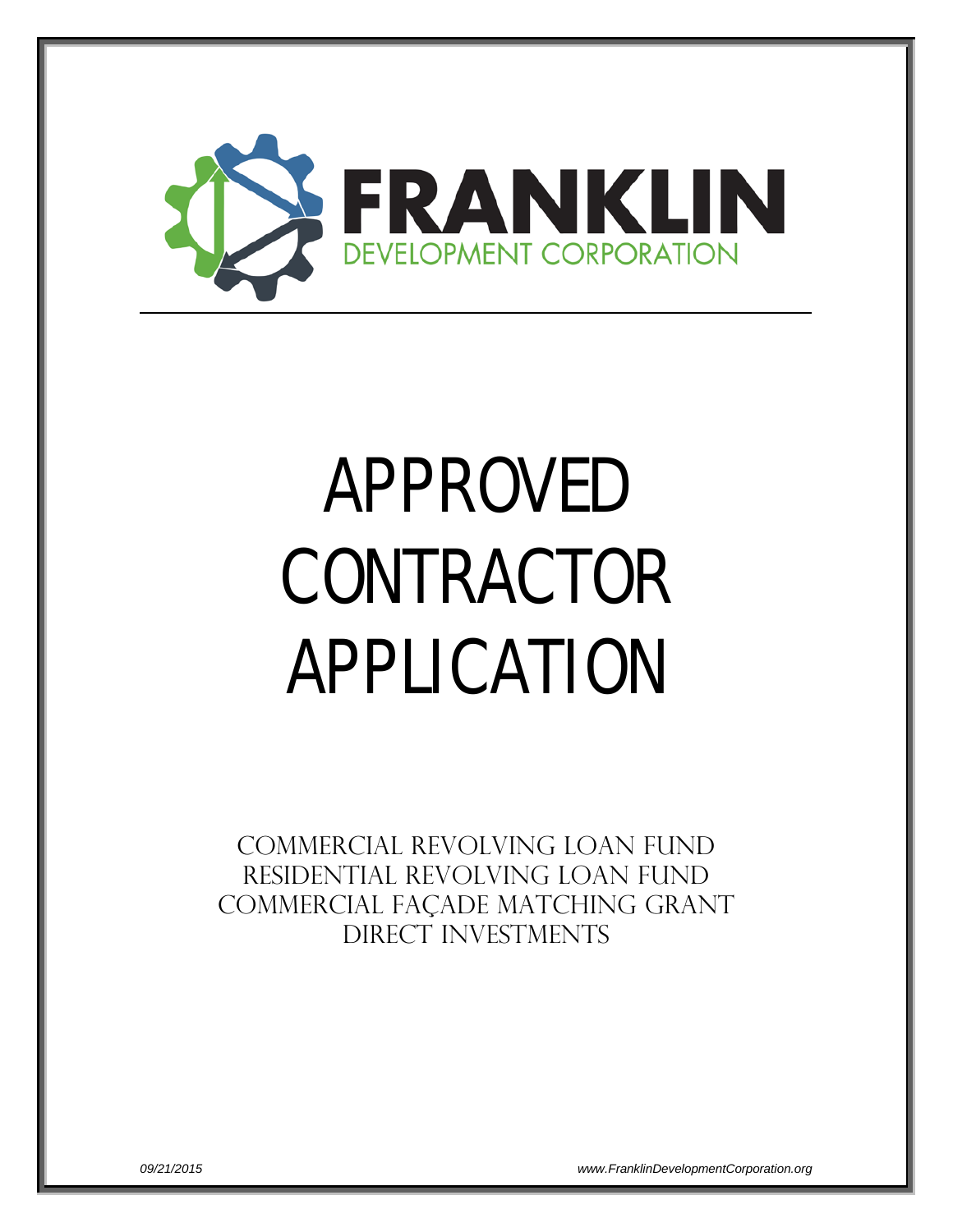# FRANKLIN

DEVELOPMENT CORPORATION

# APPROVED CONTRACTOR APPLICATION

COMMERCIAL REVOLVING LOAN FUND
RESIDENTIAL REVOLVING LOAN FUND
COMMERCIAL FAÇADE MATCHING GRANT
DIRECT INVESTMENTS

*09/21/2015* *www.FranklinDevelopmentCorporation.org*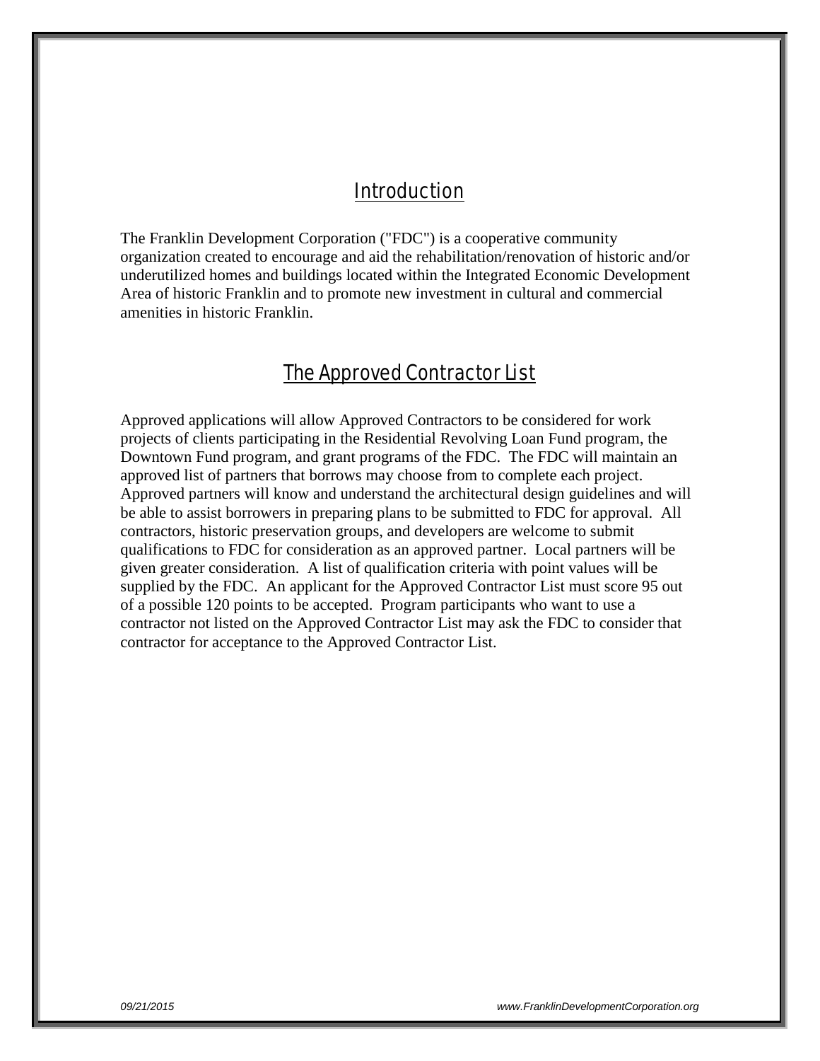## Introduction

The Franklin Development Corporation ("FDC") is a cooperative community organization created to encourage and aid the rehabilitation/renovation of historic and/or underutilized homes and buildings located within the Integrated Economic Development Area of historic Franklin and to promote new investment in cultural and commercial amenities in historic Franklin.

## The Approved Contractor List

Approved applications will allow Approved Contractors to be considered for work projects of clients participating in the Residential Revolving Loan Fund program, the Downtown Fund program, and grant programs of the FDC. The FDC will maintain an approved list of partners that borrows may choose from to complete each project. Approved partners will know and understand the architectural design guidelines and will be able to assist borrowers in preparing plans to be submitted to FDC for approval. All contractors, historic preservation groups, and developers are welcome to submit qualifications to FDC for consideration as an approved partner. Local partners will be given greater consideration. A list of qualification criteria with point values will be supplied by the FDC. An applicant for the Approved Contractor List must score 95 out of a possible 120 points to be accepted. Program participants who want to use a contractor not listed on the Approved Contractor List may ask the FDC to consider that contractor for acceptance to the Approved Contractor List.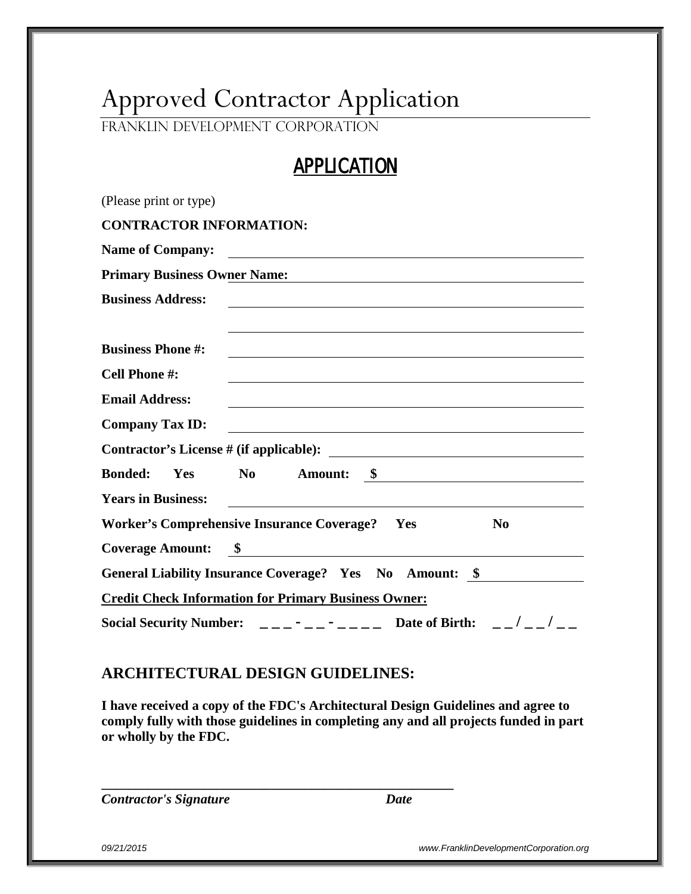# Approved Contractor Application

FRANKLIN DEVELOPMENT CORPORATION

## APPLICATION

(Please print or type)

**CONTRACTOR INFORMATION:**

**Name of Company:** ______________________________

**Primary Business Owner Name:** ______________________________

**Business Address:** ______________________________

______________________________

**Business Phone #:** ______________________________

**Cell Phone #:** ______________________________

**Email Address:** ______________________________

**Company Tax ID:** ______________________________

**Contractor's License # (if applicable):** ______________________________

**Bonded: Yes No Amount: $** ______________________________

**Years in Business:** ______________________________

**Worker's Comprehensive Insurance Coverage? Yes No**

**Coverage Amount: $** ______________________________

**General Liability Insurance Coverage? Yes No Amount: $** ______________

**Credit Check Information for Primary Business Owner:**

**Social Security Number:** _ _ _ - _ _ - _ _ _ _ **Date of Birth:** _ _ / _ _ / _ _

### ARCHITECTURAL DESIGN GUIDELINES:

**I have received a copy of the FDC's Architectural Design Guidelines and agree to comply fully with those guidelines in completing any and all projects funded in part or wholly by the FDC.**

______________________________________________

***Contractor's Signature*** ***Date***

*09/21/2015* *www.FranklinDevelopmentCorporation.org*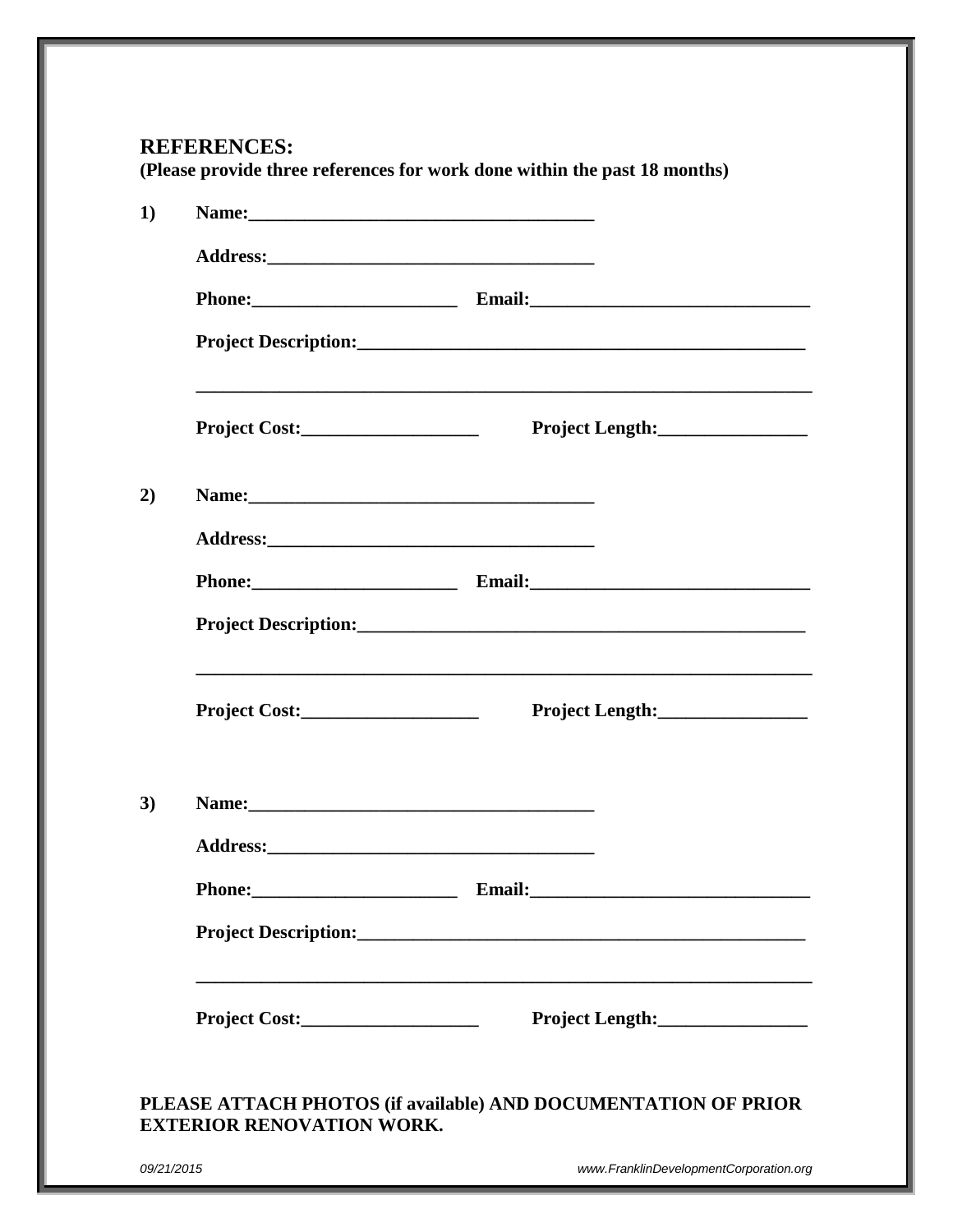## REFERENCES:

**(Please provide three references for work done within the past 18 months)**

**1)** **Name:**_____________________________________

**Address:**___________________________________

**Phone:**______________________ **Email:**_____________________________

**Project Description:**_________________________________________________

_________________________________________________________________

**Project Cost:**___________________ **Project Length:**________________

**2)** **Name:**_____________________________________

**Address:**___________________________________

**Phone:**______________________ **Email:**_____________________________

**Project Description:**_________________________________________________

_________________________________________________________________

**Project Cost:**___________________ **Project Length:**________________

**3)** **Name:**_____________________________________

**Address:**___________________________________

**Phone:**______________________ **Email:**_____________________________

**Project Description:**_________________________________________________

_________________________________________________________________

**Project Cost:**___________________ **Project Length:**________________

**PLEASE ATTACH PHOTOS (if available) AND DOCUMENTATION OF PRIOR EXTERIOR RENOVATION WORK.**

*09/21/2015* *www.FranklinDevelopmentCorporation.org*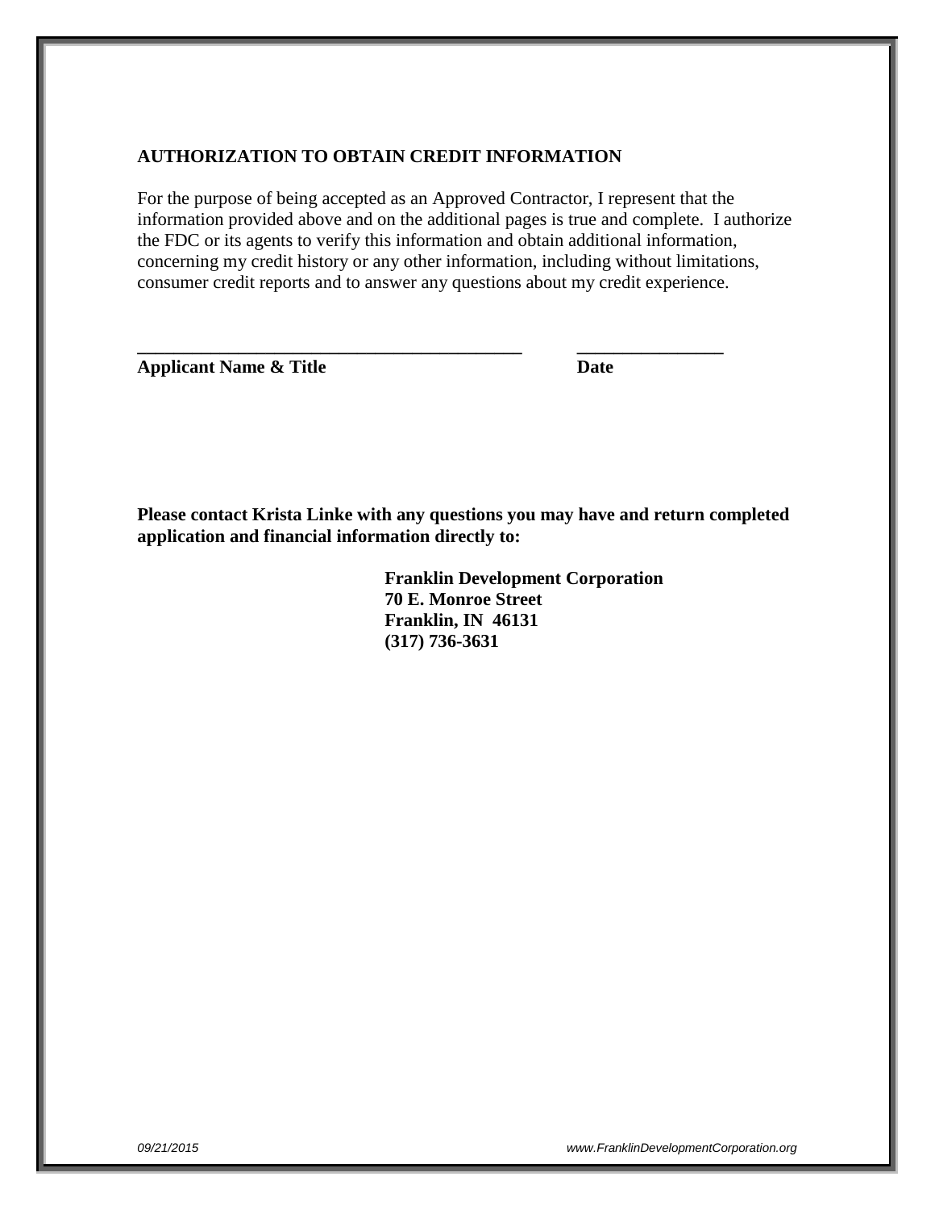**AUTHORIZATION TO OBTAIN CREDIT INFORMATION**

For the purpose of being accepted as an Approved Contractor, I represent that the information provided above and on the additional pages is true and complete. I authorize the FDC or its agents to verify this information and obtain additional information, concerning my credit history or any other information, including without limitations, consumer credit reports and to answer any questions about my credit experience.

\_\_\_\_\_\_\_\_\_\_\_\_\_\_\_\_\_\_\_\_\_\_\_\_\_\_\_\_\_\_\_\_\_\_\_\_\_\_\_\_\_\_ \_\_\_\_\_\_\_\_\_\_\_\_\_\_\_\_

**Applicant Name & Title** **Date**

**Please contact Krista Linke with any questions you may have and return completed application and financial information directly to:**

**Franklin Development Corporation**
**70 E. Monroe Street**
**Franklin, IN 46131**
**(317) 736-3631**